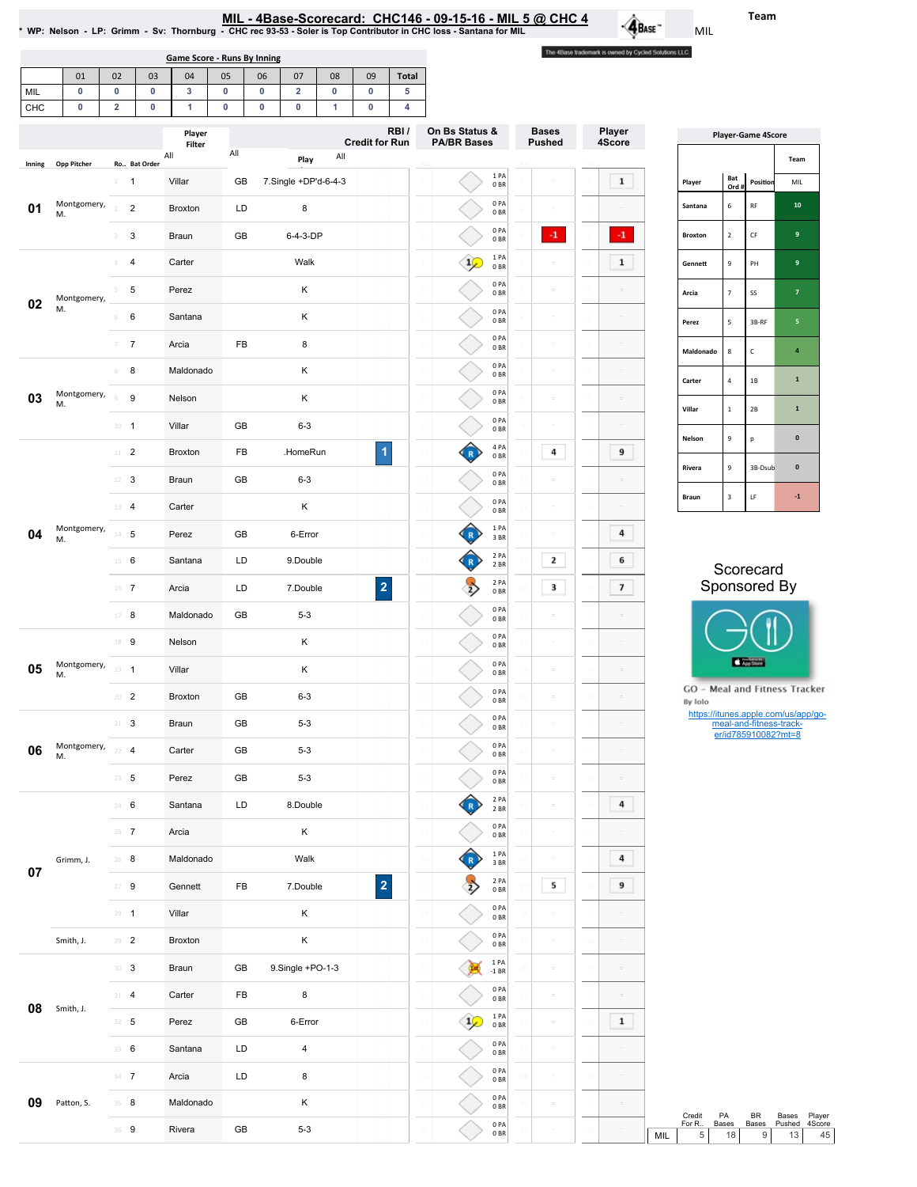# MIL - 4Base-Scorecard: CHC146 - 09-15-16 - MIL 5 @ CHC 4

* WP: Nelson - LP: Grimm - Sv: Thornburg - CHC rec 93-53 - Soler is Top Contributor in CHC loss - Santana for MIL

Team: MIL

The 4Base trademark is owned by Cycled Solutions LLC.

**Game Score - Runs By Inning**

| | 01 | 02 | 03 | 04 | 05 | 06 | 07 | 08 | 09 | Total |
|---|---|---|---|---|---|---|---|---|---|---|
| MIL | 0 | 0 | 0 | 3 | 0 | 0 | 2 | 0 | 0 | 5 |
| CHC | 0 | 2 | 0 | 1 | 0 | 0 | 0 | 1 | 0 | 4 |

| Inning | Opp Pitcher | Ro.. | Bat Order | Player | | Play | RBI / Credit for Run | On Bs Status & PA/BR Bases | Bases Pushed | Player 4Score |
|---|---|---|---|---|---|---|---|---|---|---|
| 01 | Montgomery, M. | 1 | 1 | Villar | GB | 7.Single +DP'd-6-4-3 | | 1 PA 0 BR | | 1 |
| | | 2 | 2 | Broxton | LD | 8 | | 0 PA 0 BR | | |
| | | 3 | 3 | Braun | GB | 6-4-3-DP | | 0 PA 0 BR | -1 | -1 |
| 02 | Montgomery, M. | 4 | 4 | Carter | | Walk | | 1 PA 0 BR | | 1 |
| | | 5 | 5 | Perez | | K | | 0 PA 0 BR | | |
| | | 6 | 6 | Santana | | K | | 0 PA 0 BR | | |
| | | 7 | 7 | Arcia | FB | 8 | | 0 PA 0 BR | | |
| 03 | Montgomery, M. | 8 | 8 | Maldonado | | K | | 0 PA 0 BR | | |
| | | 9 | 9 | Nelson | | K | | 0 PA 0 BR | | |
| | | 10 | 1 | Villar | GB | 6-3 | | 0 PA 0 BR | | |
| 04 | Montgomery, M. | 11 | 2 | Broxton | FB | .HomeRun | 1 | 4 PA 0 BR | 4 | 9 |
| | | 12 | 3 | Braun | GB | 6-3 | | 0 PA 0 BR | | |
| | | 13 | 4 | Carter | | K | | 0 PA 0 BR | | |
| | | 14 | 5 | Perez | GB | 6-Error | | 1 PA 3 BR | | 4 |
| | | 15 | 6 | Santana | LD | 9.Double | | 2 PA 2 BR | 2 | 6 |
| | | 16 | 7 | Arcia | LD | 7.Double | 2 | 2 PA 0 BR | 3 | 7 |
| | | 17 | 8 | Maldonado | GB | 5-3 | | 0 PA 0 BR | | |
| 05 | Montgomery, M. | 18 | 9 | Nelson | | K | | 0 PA 0 BR | | |
| | | 19 | 1 | Villar | | K | | 0 PA 0 BR | | |
| | | 20 | 2 | Broxton | GB | 6-3 | | 0 PA 0 BR | | |
| 06 | Montgomery, M. | 21 | 3 | Braun | GB | 5-3 | | 0 PA 0 BR | | |
| | | 22 | 4 | Carter | GB | 5-3 | | 0 PA 0 BR | | |
| | | 23 | 5 | Perez | GB | 5-3 | | 0 PA 0 BR | | |
| 07 | Grimm, J. | 24 | 6 | Santana | LD | 8.Double | | 2 PA 2 BR | | 4 |
| | | 25 | 7 | Arcia | | K | | 0 PA 0 BR | | |
| | | 26 | 8 | Maldonado | | Walk | | 1 PA 3 BR | | 4 |
| | | 27 | 9 | Gennett | FB | 7.Double | 2 | 2 PA 0 BR | 5 | 9 |
| | | 28 | 1 | Villar | | K | | 0 PA 0 BR | | |
| | Smith, J. | 29 | 2 | Broxton | | K | | 0 PA 0 BR | | |
| 08 | Smith, J. | 30 | 3 | Braun | GB | 9.Single +PO-1-3 | | 1 PA -1 BR | | |
| | | 31 | 4 | Carter | FB | 8 | | 0 PA 0 BR | | |
| | | 32 | 5 | Perez | GB | 6-Error | | 1 PA 0 BR | | 1 |
| | | 33 | 6 | Santana | LD | 4 | | 0 PA 0 BR | | |
| 09 | Patton, S. | 34 | 7 | Arcia | LD | 8 | | 0 PA 0 BR | | |
| | | 35 | 8 | Maldonado | | K | | 0 PA 0 BR | | |
| | | 36 | 9 | Rivera | GB | 5-3 | | 0 PA 0 BR | | |

| | Credit For R.. | PA Bases | BR Bases | Bases Pushed | Player 4Score |
|---|---|---|---|---|---|
| MIL | 5 | 18 | 9 | 13 | 45 |

**Player-Game 4Score**

| Player | Bat Ord # | Position | MIL |
|---|---|---|---|
| Santana | 6 | RF | 10 |
| Broxton | 2 | CF | 9 |
| Gennett | 9 | PH | 9 |
| Arcia | 7 | SS | 7 |
| Perez | 5 | 3B-RF | 5 |
| Maldonado | 8 | C | 4 |
| Carter | 4 | 1B | 1 |
| Villar | 1 | 2B | 1 |
| Nelson | 9 | P | 0 |
| Rivera | 9 | 3B-Dsub | 0 |
| Braun | 3 | LF | -1 |

Scorecard Sponsored By

GO - Meal and Fitness Tracker
By Iolo
https://itunes.apple.com/us/app/go-meal-and-fitness-track-er/id785910082?mt=8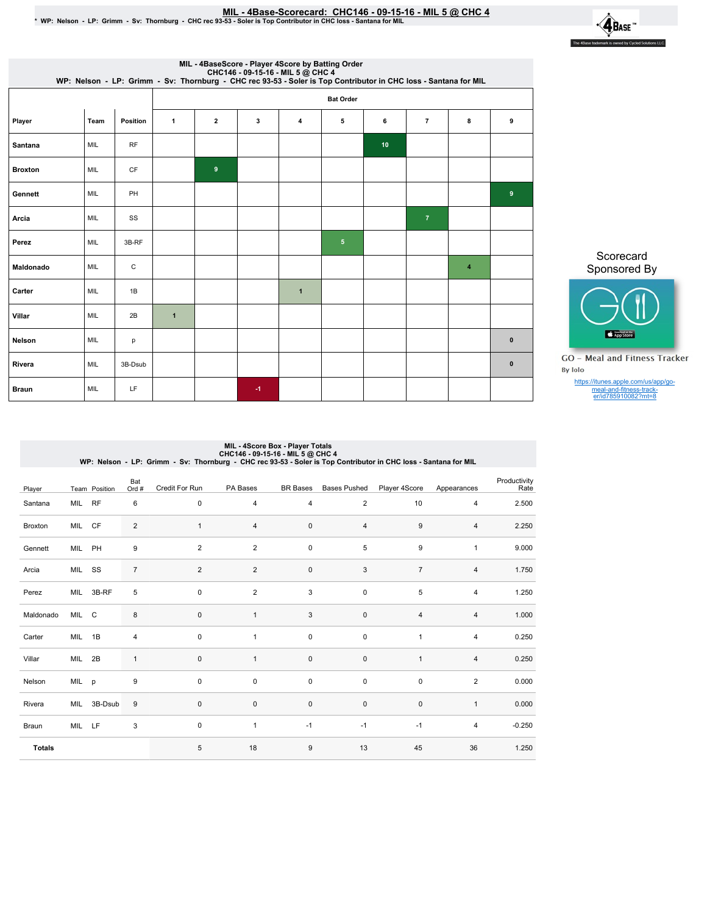# MIL - 4Base-Scorecard: CHC146 - 09-15-16 - MIL 5 @ CHC 4

* WP: Nelson - LP: Grimm - Sv: Thornburg - CHC rec 93-53 - Soler is Top Contributor in CHC loss - Santana for MIL

The 4Base trademark is owned by Cycled Solutions LLC.

## MIL - 4BaseScore - Player 4Score by Batting Order
CHC146 - 09-15-16 - MIL 5 @ CHC 4
WP: Nelson - LP: Grimm - Sv: Thornburg - CHC rec 93-53 - Soler is Top Contributor in CHC loss - Santana for MIL

| | | | Bat Order | | | | | | | | |
|---|---|---|---|---|---|---|---|---|---|---|---|
| Player | Team | Position | 1 | 2 | 3 | 4 | 5 | 6 | 7 | 8 | 9 |
| Santana | MIL | RF | | | | | | 10 | | | |
| Broxton | MIL | CF | | 9 | | | | | | | |
| Gennett | MIL | PH | | | | | | | | | 9 |
| Arcia | MIL | SS | | | | | | | 7 | | |
| Perez | MIL | 3B-RF | | | | | 5 | | | | |
| Maldonado | MIL | C | | | | | | | | 4 | |
| Carter | MIL | 1B | | | | 1 | | | | | |
| Villar | MIL | 2B | 1 | | | | | | | | |
| Nelson | MIL | p | | | | | | | | | 0 |
| Rivera | MIL | 3B-Dsub | | | | | | | | | 0 |
| Braun | MIL | LF | | | -1 | | | | | | |

Scorecard Sponsored By

GO - Meal and Fitness Tracker
By Iolo

https://itunes.apple.com/us/app/go-meal-and-fitness-track-er/id785910082?mt=8

## MIL - 4Score Box - Player Totals
CHC146 - 09-15-16 - MIL 5 @ CHC 4
WP: Nelson - LP: Grimm - Sv: Thornburg - CHC rec 93-53 - Soler is Top Contributor in CHC loss - Santana for MIL

| Player | Team | Position | Bat Ord # | Credit For Run | PA Bases | BR Bases | Bases Pushed | Player 4Score | Appearances | Productivity Rate |
|---|---|---|---|---|---|---|---|---|---|---|
| Santana | MIL | RF | 6 | 0 | 4 | 4 | 2 | 10 | 4 | 2.500 |
| Broxton | MIL | CF | 2 | 1 | 4 | 0 | 4 | 9 | 4 | 2.250 |
| Gennett | MIL | PH | 9 | 2 | 2 | 0 | 5 | 9 | 1 | 9.000 |
| Arcia | MIL | SS | 7 | 2 | 2 | 0 | 3 | 7 | 4 | 1.750 |
| Perez | MIL | 3B-RF | 5 | 0 | 2 | 3 | 0 | 5 | 4 | 1.250 |
| Maldonado | MIL | C | 8 | 0 | 1 | 3 | 0 | 4 | 4 | 1.000 |
| Carter | MIL | 1B | 4 | 0 | 1 | 0 | 0 | 1 | 4 | 0.250 |
| Villar | MIL | 2B | 1 | 0 | 1 | 0 | 0 | 1 | 4 | 0.250 |
| Nelson | MIL | p | 9 | 0 | 0 | 0 | 0 | 0 | 2 | 0.000 |
| Rivera | MIL | 3B-Dsub | 9 | 0 | 0 | 0 | 0 | 0 | 1 | 0.000 |
| Braun | MIL | LF | 3 | 0 | 1 | -1 | -1 | -1 | 4 | -0.250 |
| **Totals** | | | | 5 | 18 | 9 | 13 | 45 | 36 | 1.250 |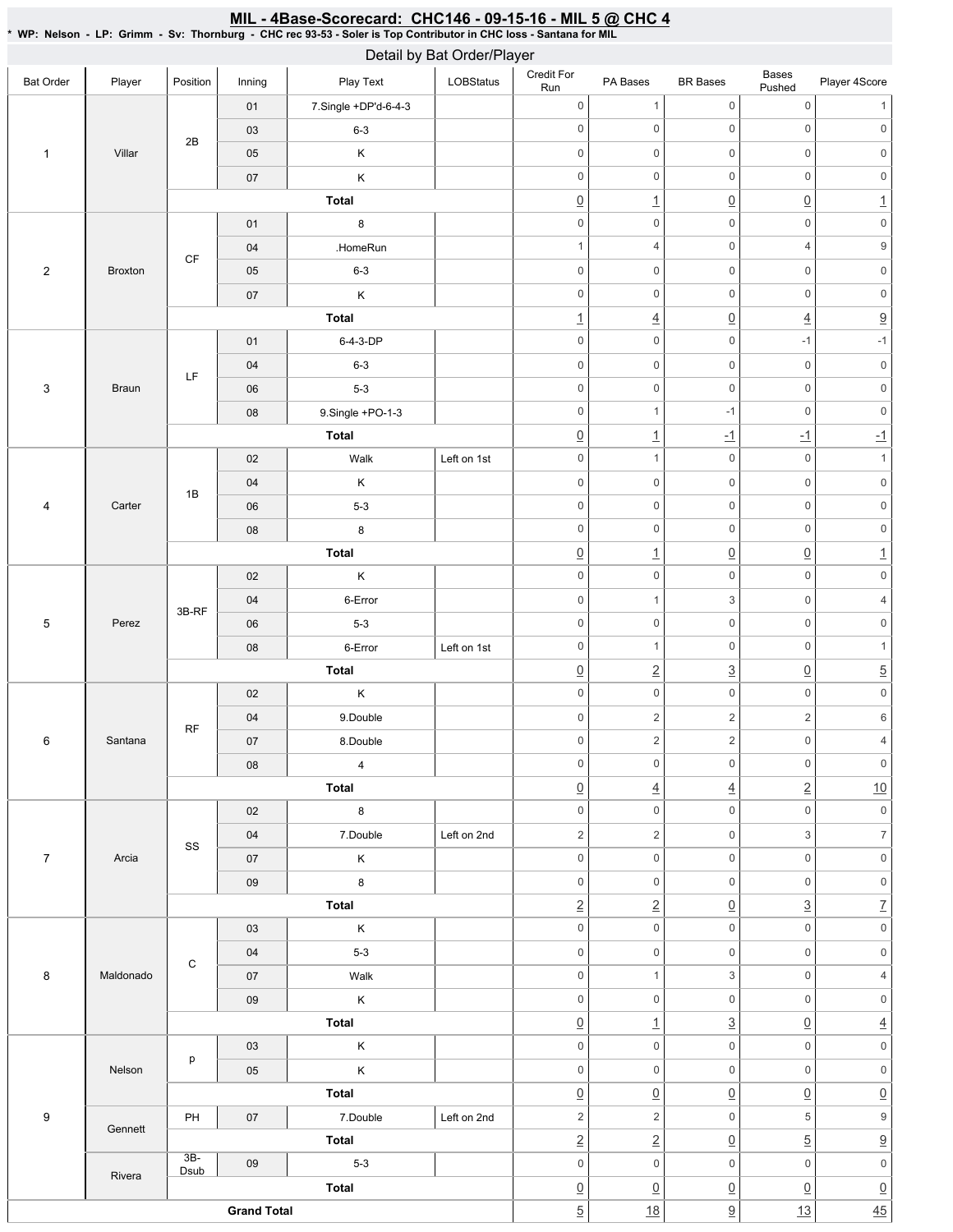## MIL - 4Base-Scorecard: CHC146 - 09-15-16 - MIL 5 @ CHC 4

**\* WP: Nelson - LP: Grimm - Sv: Thornburg - CHC rec 93-53 - Soler is Top Contributor in CHC loss - Santana for MIL**

### Detail by Bat Order/Player

| Bat Order | Player | Position | Inning | Play Text | LOBStatus | Credit For Run | PA Bases | BR Bases | Bases Pushed | Player 4Score |
|---|---|---|---|---|---|---|---|---|---|---|
| 1 | Villar | 2B | 01 | 7.Single +DP'd-6-4-3 | | 0 | 1 | 0 | 0 | 1 |
| | | | 03 | 6-3 | | 0 | 0 | 0 | 0 | 0 |
| | | | 05 | K | | 0 | 0 | 0 | 0 | 0 |
| | | | 07 | K | | 0 | 0 | 0 | 0 | 0 |
| | | | | **Total** | | 0 | 1 | 0 | 0 | 1 |
| 2 | Broxton | CF | 01 | 8 | | 0 | 0 | 0 | 0 | 0 |
| | | | 04 | .HomeRun | | 1 | 4 | 0 | 4 | 9 |
| | | | 05 | 6-3 | | 0 | 0 | 0 | 0 | 0 |
| | | | 07 | K | | 0 | 0 | 0 | 0 | 0 |
| | | | | **Total** | | 1 | 4 | 0 | 4 | 9 |
| 3 | Braun | LF | 01 | 6-4-3-DP | | 0 | 0 | 0 | -1 | -1 |
| | | | 04 | 6-3 | | 0 | 0 | 0 | 0 | 0 |
| | | | 06 | 5-3 | | 0 | 0 | 0 | 0 | 0 |
| | | | 08 | 9.Single +PO-1-3 | | 0 | 1 | -1 | 0 | 0 |
| | | | | **Total** | | 0 | 1 | -1 | -1 | -1 |
| 4 | Carter | 1B | 02 | Walk | Left on 1st | 0 | 1 | 0 | 0 | 1 |
| | | | 04 | K | | 0 | 0 | 0 | 0 | 0 |
| | | | 06 | 5-3 | | 0 | 0 | 0 | 0 | 0 |
| | | | 08 | 8 | | 0 | 0 | 0 | 0 | 0 |
| | | | | **Total** | | 0 | 1 | 0 | 0 | 1 |
| 5 | Perez | 3B-RF | 02 | K | | 0 | 0 | 0 | 0 | 0 |
| | | | 04 | 6-Error | | 0 | 1 | 3 | 0 | 4 |
| | | | 06 | 5-3 | | 0 | 0 | 0 | 0 | 0 |
| | | | 08 | 6-Error | Left on 1st | 0 | 1 | 0 | 0 | 1 |
| | | | | **Total** | | 0 | 2 | 3 | 0 | 5 |
| 6 | Santana | RF | 02 | K | | 0 | 0 | 0 | 0 | 0 |
| | | | 04 | 9.Double | | 0 | 2 | 2 | 2 | 6 |
| | | | 07 | 8.Double | | 0 | 2 | 2 | 0 | 4 |
| | | | 08 | 4 | | 0 | 0 | 0 | 0 | 0 |
| | | | | **Total** | | 0 | 4 | 4 | 2 | 10 |
| 7 | Arcia | SS | 02 | 8 | | 0 | 0 | 0 | 0 | 0 |
| | | | 04 | 7.Double | Left on 2nd | 2 | 2 | 0 | 3 | 7 |
| | | | 07 | K | | 0 | 0 | 0 | 0 | 0 |
| | | | 09 | 8 | | 0 | 0 | 0 | 0 | 0 |
| | | | | **Total** | | 2 | 2 | 0 | 3 | 7 |
| 8 | Maldonado | C | 03 | K | | 0 | 0 | 0 | 0 | 0 |
| | | | 04 | 5-3 | | 0 | 0 | 0 | 0 | 0 |
| | | | 07 | Walk | | 0 | 1 | 3 | 0 | 4 |
| | | | 09 | K | | 0 | 0 | 0 | 0 | 0 |
| | | | | **Total** | | 0 | 1 | 3 | 0 | 4 |
| 9 | Nelson | p | 03 | K | | 0 | 0 | 0 | 0 | 0 |
| | | | 05 | K | | 0 | 0 | 0 | 0 | 0 |
| | | | | **Total** | | 0 | 0 | 0 | 0 | 0 |
| | Gennett | PH | 07 | 7.Double | Left on 2nd | 2 | 2 | 0 | 5 | 9 |
| | | | | **Total** | | 2 | 2 | 0 | 5 | 9 |
| | Rivera | 3B-Dsub | 09 | 5-3 | | 0 | 0 | 0 | 0 | 0 |
| | | | | **Total** | | 0 | 0 | 0 | 0 | 0 |
| **Grand Total** | | | | | | 5 | 18 | 9 | 13 | 45 |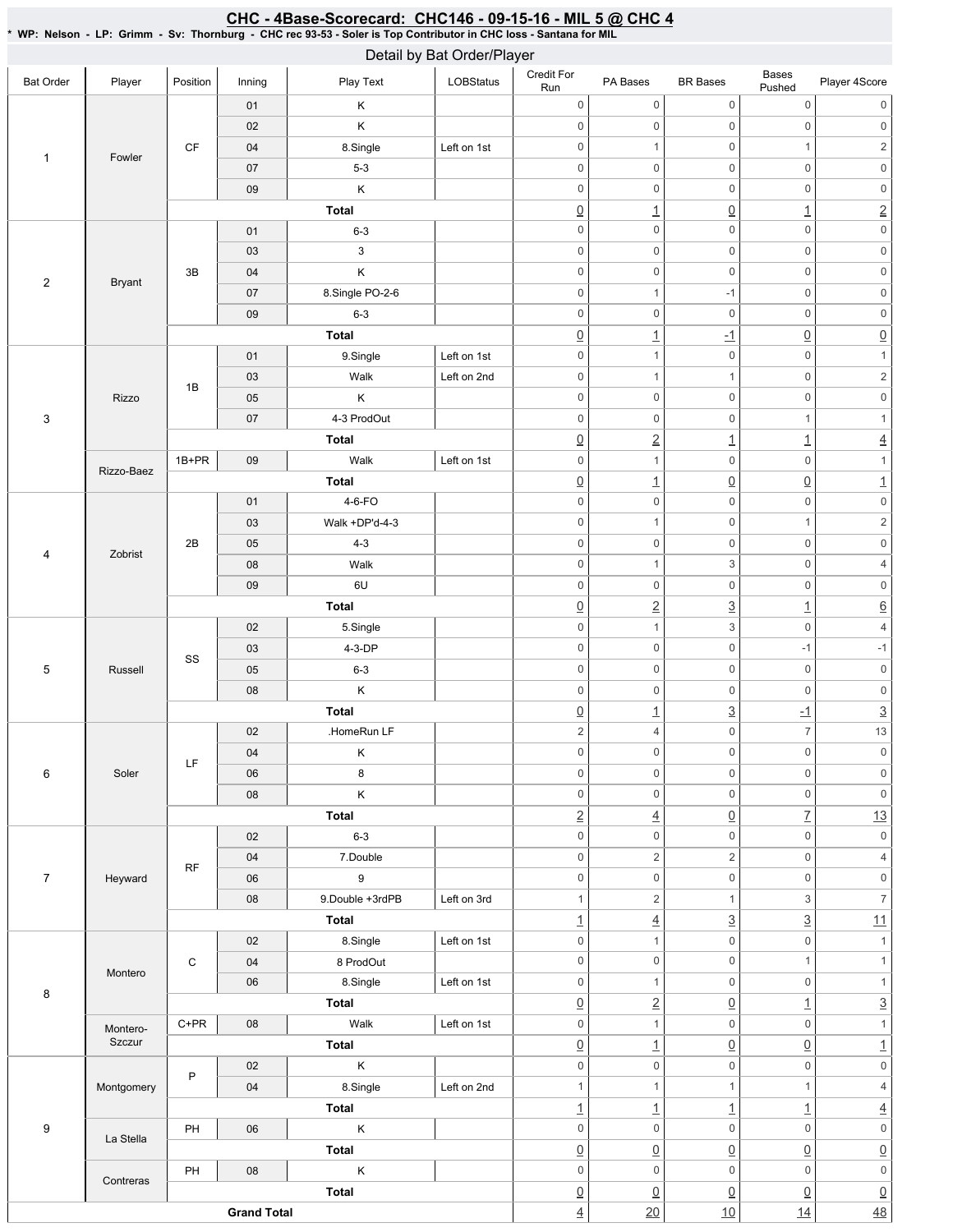# CHC - 4Base-Scorecard: CHC146 - 09-15-16 - MIL 5 @ CHC 4

**\* WP: Nelson - LP: Grimm - Sv: Thornburg - CHC rec 93-53 - Soler is Top Contributor in CHC loss - Santana for MIL**

## Detail by Bat Order/Player

| Bat Order | Player | Position | Inning | Play Text | LOBStatus | Credit For Run | PA Bases | BR Bases | Bases Pushed | Player 4Score |
|---|---|---|---|---|---|---|---|---|---|---|
| 1 | Fowler | CF | 01 | K | | 0 | 0 | 0 | 0 | 0 |
| | | | 02 | K | | 0 | 0 | 0 | 0 | 0 |
| | | | 04 | 8.Single | Left on 1st | 0 | 1 | 0 | 1 | 2 |
| | | | 07 | 5-3 | | 0 | 0 | 0 | 0 | 0 |
| | | | 09 | K | | 0 | 0 | 0 | 0 | 0 |
| | | | | Total | | 0 | 1 | 0 | 1 | 2 |
| 2 | Bryant | 3B | 01 | 6-3 | | 0 | 0 | 0 | 0 | 0 |
| | | | 03 | 3 | | 0 | 0 | 0 | 0 | 0 |
| | | | 04 | K | | 0 | 0 | 0 | 0 | 0 |
| | | | 07 | 8.Single PO-2-6 | | 0 | 1 | -1 | 0 | 0 |
| | | | 09 | 6-3 | | 0 | 0 | 0 | 0 | 0 |
| | | | | Total | | 0 | 1 | -1 | 0 | 0 |
| 3 | Rizzo | 1B | 01 | 9.Single | Left on 1st | 0 | 1 | 0 | 0 | 1 |
| | | | 03 | Walk | Left on 2nd | 0 | 1 | 1 | 0 | 2 |
| | | | 05 | K | | 0 | 0 | 0 | 0 | 0 |
| | | | 07 | 4-3 ProdOut | | 0 | 0 | 0 | 1 | 1 |
| | | | | Total | | 0 | 2 | 1 | 1 | 4 |
| | Rizzo-Baez | 1B+PR | 09 | Walk | Left on 1st | 0 | 1 | 0 | 0 | 1 |
| | | | | Total | | 0 | 1 | 0 | 0 | 1 |
| 4 | Zobrist | 2B | 01 | 4-6-FO | | 0 | 0 | 0 | 0 | 0 |
| | | | 03 | Walk +DP'd-4-3 | | 0 | 1 | 0 | 1 | 2 |
| | | | 05 | 4-3 | | 0 | 0 | 0 | 0 | 0 |
| | | | 08 | Walk | | 0 | 1 | 3 | 0 | 4 |
| | | | 09 | 6U | | 0 | 0 | 0 | 0 | 0 |
| | | | | Total | | 0 | 2 | 3 | 1 | 6 |
| 5 | Russell | SS | 02 | 5.Single | | 0 | 1 | 3 | 0 | 4 |
| | | | 03 | 4-3-DP | | 0 | 0 | 0 | -1 | -1 |
| | | | 05 | 6-3 | | 0 | 0 | 0 | 0 | 0 |
| | | | 08 | K | | 0 | 0 | 0 | 0 | 0 |
| | | | | Total | | 0 | 1 | 3 | -1 | 3 |
| 6 | Soler | LF | 02 | .HomeRun LF | | 2 | 4 | 0 | 7 | 13 |
| | | | 04 | K | | 0 | 0 | 0 | 0 | 0 |
| | | | 06 | 8 | | 0 | 0 | 0 | 0 | 0 |
| | | | 08 | K | | 0 | 0 | 0 | 0 | 0 |
| | | | | Total | | 2 | 4 | 0 | 7 | 13 |
| 7 | Heyward | RF | 02 | 6-3 | | 0 | 0 | 0 | 0 | 0 |
| | | | 04 | 7.Double | | 0 | 2 | 2 | 0 | 4 |
| | | | 06 | 9 | | 0 | 0 | 0 | 0 | 0 |
| | | | 08 | 9.Double +3rdPB | Left on 3rd | 1 | 2 | 1 | 3 | 7 |
| | | | | Total | | 1 | 4 | 3 | 3 | 11 |
| 8 | Montero | C | 02 | 8.Single | Left on 1st | 0 | 1 | 0 | 0 | 1 |
| | | | 04 | 8 ProdOut | | 0 | 0 | 0 | 1 | 1 |
| | | | 06 | 8.Single | Left on 1st | 0 | 1 | 0 | 0 | 1 |
| | | | | Total | | 0 | 2 | 0 | 1 | 3 |
| | Montero-Szczur | C+PR | 08 | Walk | Left on 1st | 0 | 1 | 0 | 0 | 1 |
| | | | | Total | | 0 | 1 | 0 | 0 | 1 |
| 9 | Montgomery | P | 02 | K | | 0 | 0 | 0 | 0 | 0 |
| | | | 04 | 8.Single | Left on 2nd | 1 | 1 | 1 | 1 | 4 |
| | | | | Total | | 1 | 1 | 1 | 1 | 4 |
| | La Stella | PH | 06 | K | | 0 | 0 | 0 | 0 | 0 |
| | | | | Total | | 0 | 0 | 0 | 0 | 0 |
| | Contreras | PH | 08 | K | | 0 | 0 | 0 | 0 | 0 |
| | | | | Total | | 0 | 0 | 0 | 0 | 0 |
| Grand Total | | | | | | 4 | 20 | 10 | 14 | 48 |